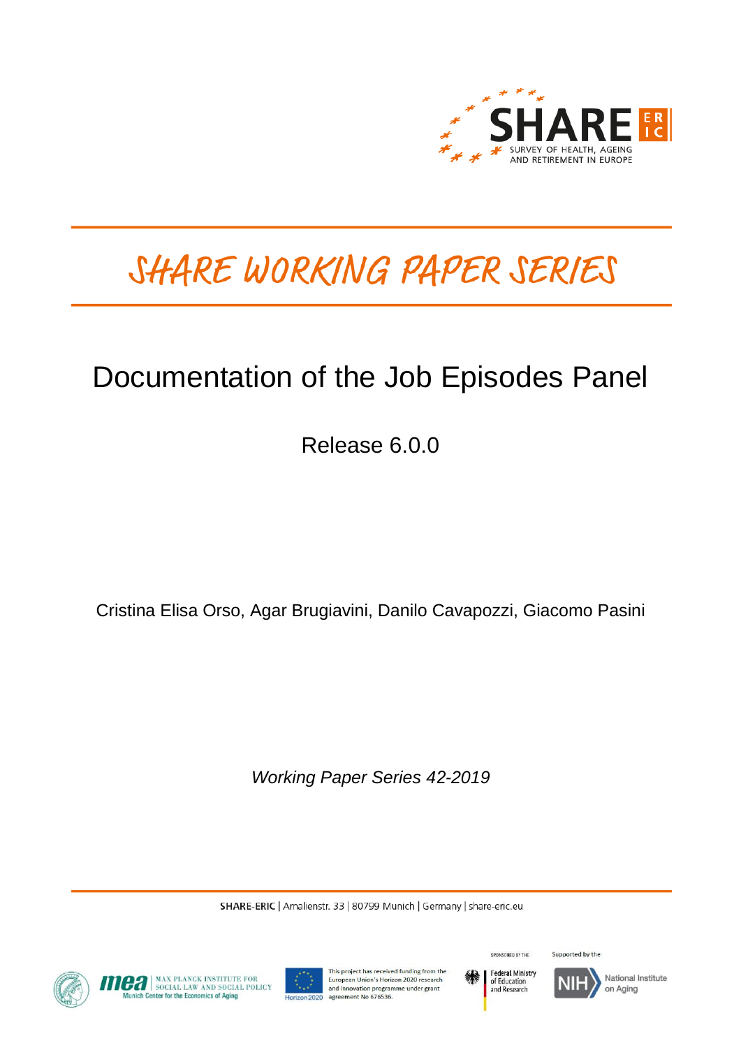SHARE ERIC

SURVEY OF HEALTH, AGEING AND RETIREMENT IN EUROPE

# SHARE WORKING PAPER SERIES

## Documentation of the Job Episodes Panel

Release 6.0.0

Cristina Elisa Orso, Agar Brugiavini, Danilo Cavapozzi, Giacomo Pasini

*Working Paper Series 42-2019*

**SHARE-ERIC** | Amalienstr. 33 | 80799 Munich | Germany | share-eric.eu

mea | MAX PLANCK INSTITUTE FOR SOCIAL LAW AND SOCIAL POLICY | Munich Center for the Economics of Aging

Horizon 2020 — This project has received funding from the European Union's Horizon 2020 research and innovation programme under grant agreement No 676536.

SPONSORED BY THE Federal Ministry of Education and Research

Supported by the NIH National Institute on Aging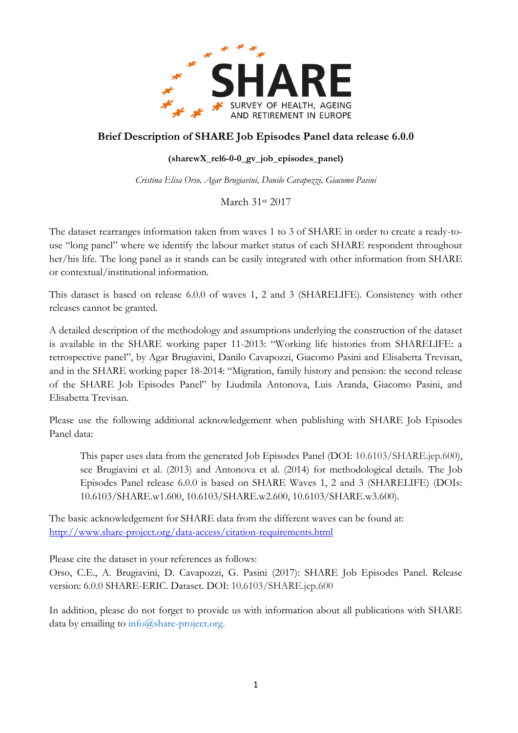**SHARE**

SURVEY OF HEALTH, AGEING AND RETIREMENT IN EUROPE

# Brief Description of SHARE Job Episodes Panel data release 6.0.0

**(sharewX_rel6-0-0_gv_job_episodes_panel)**

*Cristina Elisa Orso, Agar Brugiavini, Danilo Cavapozzi, Giacomo Pasini*

March 31st 2017

The dataset rearranges information taken from waves 1 to 3 of SHARE in order to create a ready-to-use "long panel" where we identify the labour market status of each SHARE respondent throughout her/his life. The long panel as it stands can be easily integrated with other information from SHARE or contextual/institutional information.

This dataset is based on release 6.0.0 of waves 1, 2 and 3 (SHARELIFE). Consistency with other releases cannot be granted.

A detailed description of the methodology and assumptions underlying the construction of the dataset is available in the SHARE working paper 11-2013: "Working life histories from SHARELIFE: a retrospective panel", by Agar Brugiavini, Danilo Cavapozzi, Giacomo Pasini and Elisabetta Trevisan, and in the SHARE working paper 18-2014: "Migration, family history and pension: the second release of the SHARE Job Episodes Panel" by Liudmila Antonova, Luis Aranda, Giacomo Pasini, and Elisabetta Trevisan.

Please use the following additional acknowledgement when publishing with SHARE Job Episodes Panel data:

> This paper uses data from the generated Job Episodes Panel (DOI: 10.6103/SHARE.jep.600), see Brugiavini et al. (2013) and Antonova et al. (2014) for methodological details. The Job Episodes Panel release 6.0.0 is based on SHARE Waves 1, 2 and 3 (SHARELIFE) (DOIs: 10.6103/SHARE.w1.600, 10.6103/SHARE.w2.600, 10.6103/SHARE.w3.600).

The basic acknowledgement for SHARE data from the different waves can be found at: http://www.share-project.org/data-access/citation-requirements.html

Please cite the dataset in your references as follows:
Orso, C.E., A. Brugiavini, D. Cavapozzi, G. Pasini (2017): SHARE Job Episodes Panel. Release version: 6.0.0 SHARE-ERIC. Dataset. DOI: 10.6103/SHARE.jep.600

In addition, please do not forget to provide us with information about all publications with SHARE data by emailing to info@share-project.org.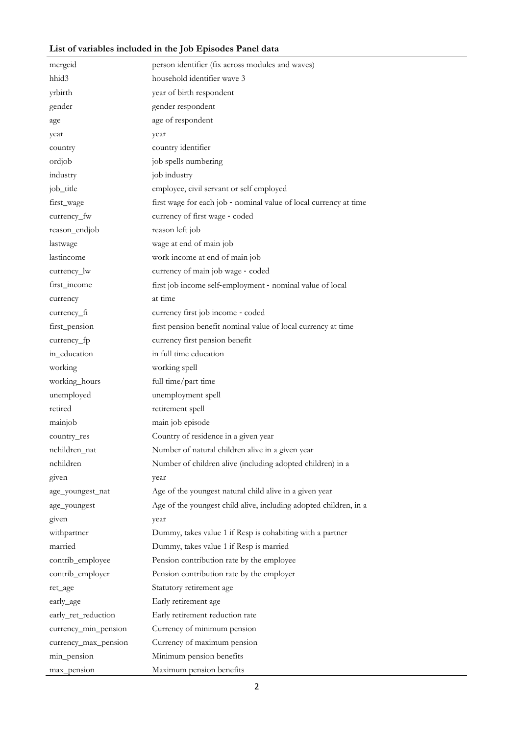**List of variables included in the Job Episodes Panel data**

| | |
|---|---|
| mergeid | person identifier (fix across modules and waves) |
| hhid3 | household identifier wave 3 |
| yrbirth | year of birth respondent |
| gender | gender respondent |
| age | age of respondent |
| year | year |
| country | country identifier |
| ordjob | job spells numbering |
| industry | job industry |
| job_title | employee, civil servant or self employed |
| first_wage | first wage for each job - nominal value of local currency at time |
| currency_fw | currency of first wage - coded |
| reason_endjob | reason left job |
| lastwage | wage at end of main job |
| lastincome | work income at end of main job |
| currency_lw | currency of main job wage - coded |
| first_income | first job income self-employment - nominal value of local |
| currency | at time |
| currency_fi | currency first job income - coded |
| first_pension | first pension benefit nominal value of local currency at time |
| currency_fp | currency first pension benefit |
| in_education | in full time education |
| working | working spell |
| working_hours | full time/part time |
| unemployed | unemployment spell |
| retired | retirement spell |
| mainjob | main job episode |
| country_res | Country of residence in a given year |
| nchildren_nat | Number of natural children alive in a given year |
| nchildren | Number of children alive (including adopted children) in a |
| given | year |
| age_youngest_nat | Age of the youngest natural child alive in a given year |
| age_youngest | Age of the youngest child alive, including adopted children, in a |
| given | year |
| withpartner | Dummy, takes value 1 if Resp is cohabiting with a partner |
| married | Dummy, takes value 1 if Resp is married |
| contrib_employee | Pension contribution rate by the employee |
| contrib_employer | Pension contribution rate by the employer |
| ret_age | Statutory retirement age |
| early_age | Early retirement age |
| early_ret_reduction | Early retirement reduction rate |
| currency_min_pension | Currency of minimum pension |
| currency_max_pension | Currency of maximum pension |
| min_pension | Minimum pension benefits |
| max_pension | Maximum pension benefits |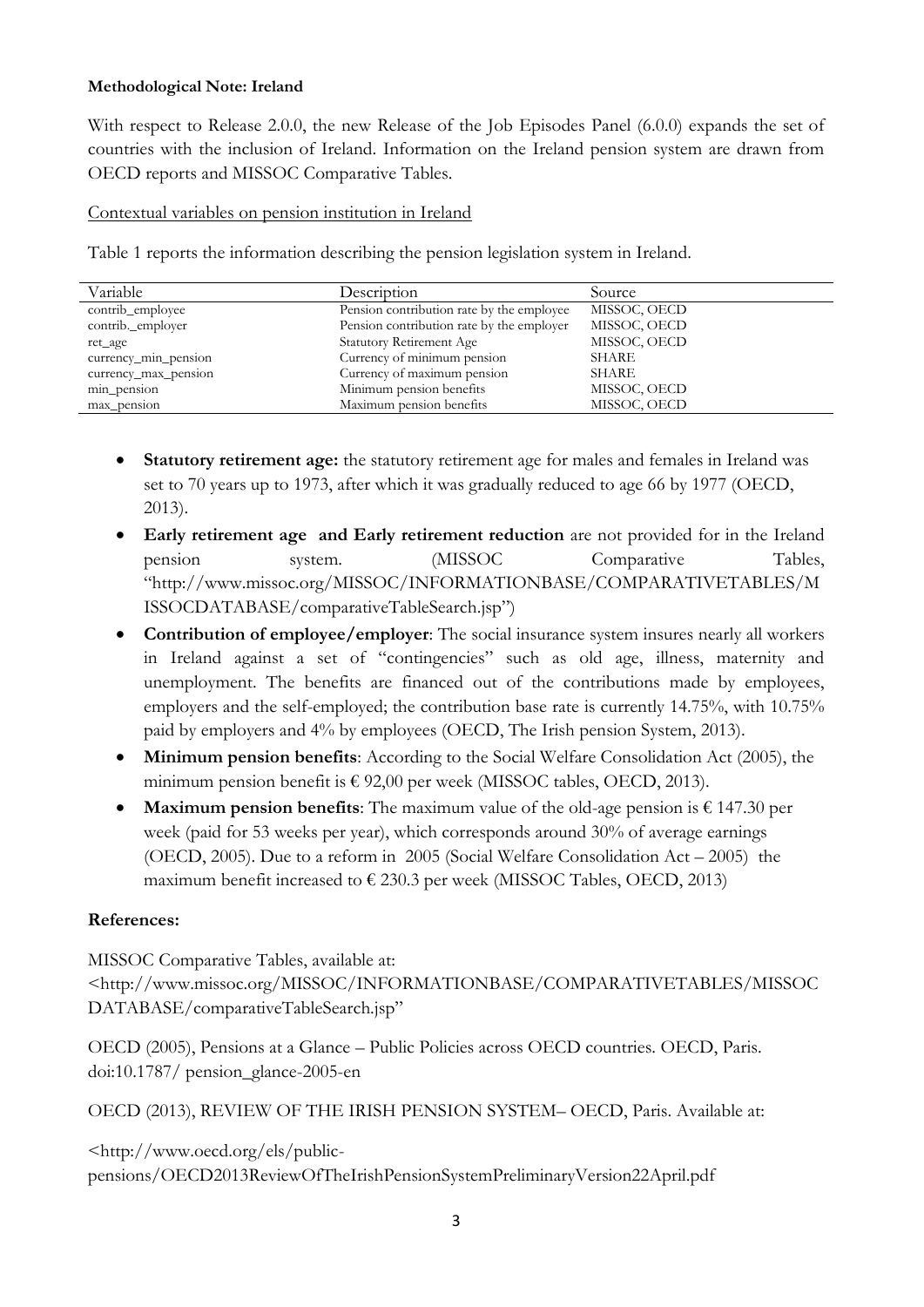**Methodological Note: Ireland**

With respect to Release 2.0.0, the new Release of the Job Episodes Panel (6.0.0) expands the set of countries with the inclusion of Ireland. Information on the Ireland pension system are drawn from OECD reports and MISSOC Comparative Tables.

Contextual variables on pension institution in Ireland

Table 1 reports the information describing the pension legislation system in Ireland.

| Variable | Description | Source |
|---|---|---|
| contrib_employee | Pension contribution rate by the employee | MISSOC, OECD |
| contrib._employer | Pension contribution rate by the employer | MISSOC, OECD |
| ret_age | Statutory Retirement Age | MISSOC, OECD |
| currency_min_pension | Currency of minimum pension | SHARE |
| currency_max_pension | Currency of maximum pension | SHARE |
| min_pension | Minimum pension benefits | MISSOC, OECD |
| max_pension | Maximum pension benefits | MISSOC, OECD |

- **Statutory retirement age:** the statutory retirement age for males and females in Ireland was set to 70 years up to 1973, after which it was gradually reduced to age 66 by 1977 (OECD, 2013).
- **Early retirement age and Early retirement reduction** are not provided for in the Ireland pension system. (MISSOC Comparative Tables, "http://www.missoc.org/MISSOC/INFORMATIONBASE/COMPARATIVETABLES/MISSOCDATABASE/comparativeTableSearch.jsp")
- **Contribution of employee/employer**: The social insurance system insures nearly all workers in Ireland against a set of "contingencies" such as old age, illness, maternity and unemployment. The benefits are financed out of the contributions made by employees, employers and the self-employed; the contribution base rate is currently 14.75%, with 10.75% paid by employers and 4% by employees (OECD, The Irish pension System, 2013).
- **Minimum pension benefits**: According to the Social Welfare Consolidation Act (2005), the minimum pension benefit is € 92,00 per week (MISSOC tables, OECD, 2013).
- **Maximum pension benefits**: The maximum value of the old-age pension is € 147.30 per week (paid for 53 weeks per year), which corresponds around 30% of average earnings (OECD, 2005). Due to a reform in 2005 (Social Welfare Consolidation Act – 2005) the maximum benefit increased to € 230.3 per week (MISSOC Tables, OECD, 2013)

**References:**

MISSOC Comparative Tables, available at: <http://www.missoc.org/MISSOC/INFORMATIONBASE/COMPARATIVETABLES/MISSOCDATABASE/comparativeTableSearch.jsp"

OECD (2005), Pensions at a Glance – Public Policies across OECD countries. OECD, Paris. doi:10.1787/ pension_glance-2005-en

OECD (2013), REVIEW OF THE IRISH PENSION SYSTEM– OECD, Paris. Available at:

<http://www.oecd.org/els/public-pensions/OECD2013ReviewOfTheIrishPensionSystemPreliminaryVersion22April.pdf